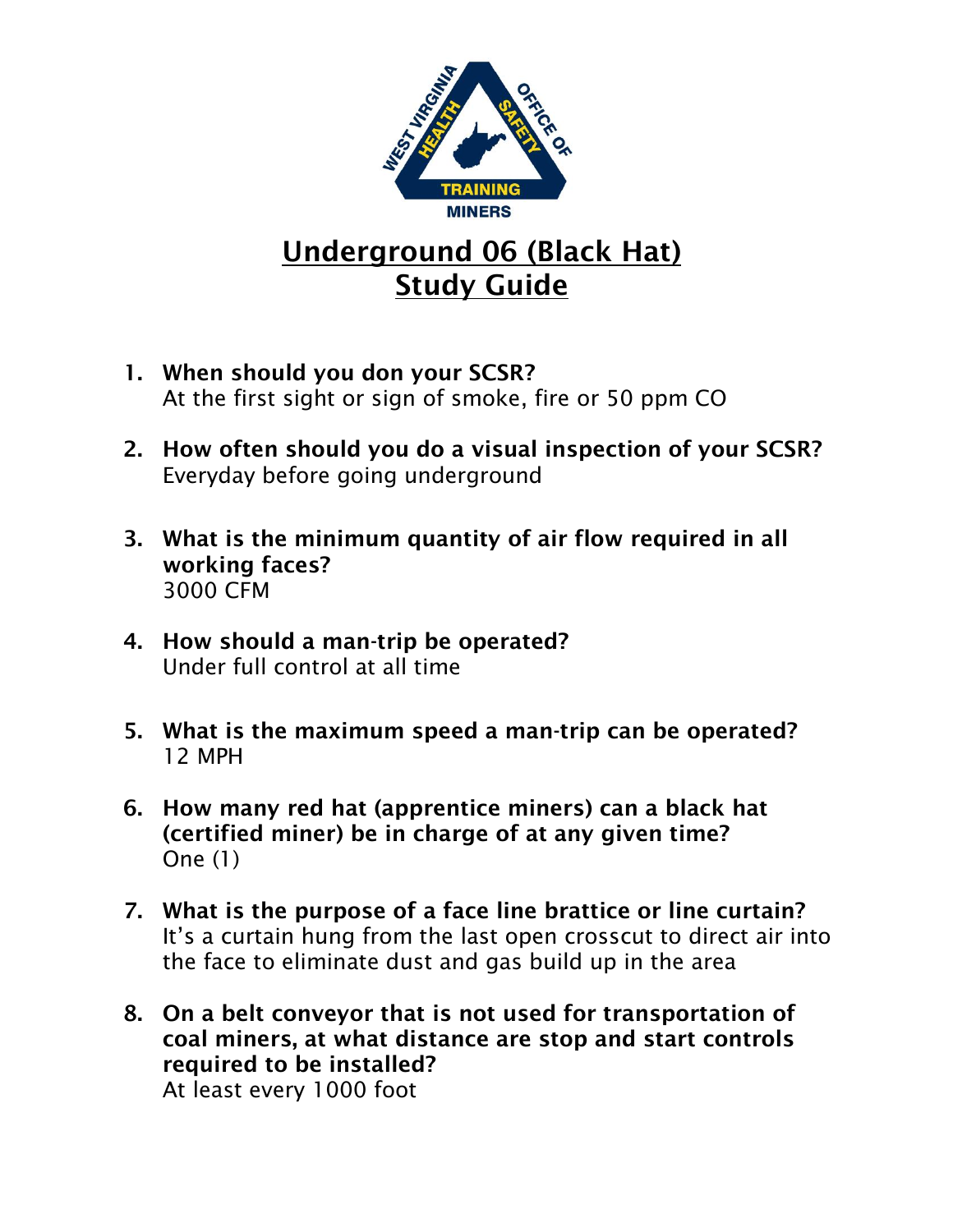# Underground 06 (Black Hat) Study Guide

1. **When should you don your SCSR?**
   At the first sight or sign of smoke, fire or 50 ppm CO

2. **How often should you do a visual inspection of your SCSR?**
   Everyday before going underground

3. **What is the minimum quantity of air flow required in all working faces?**
   3000 CFM

4. **How should a man-trip be operated?**
   Under full control at all time

5. **What is the maximum speed a man-trip can be operated?**
   12 MPH

6. **How many red hat (apprentice miners) can a black hat (certified miner) be in charge of at any given time?**
   One (1)

7. **What is the purpose of a face line brattice or line curtain?**
   It's a curtain hung from the last open crosscut to direct air into the face to eliminate dust and gas build up in the area

8. **On a belt conveyor that is not used for transportation of coal miners, at what distance are stop and start controls required to be installed?**
   At least every 1000 foot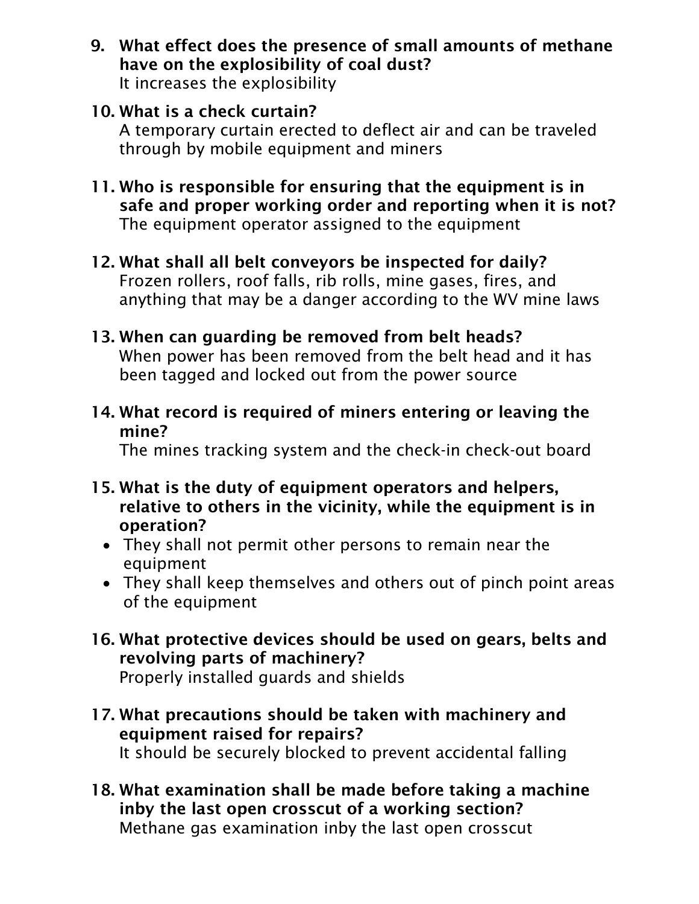9. **What effect does the presence of small amounts of methane have on the explosibility of coal dust?**
   It increases the explosibility

10. **What is a check curtain?**
    A temporary curtain erected to deflect air and can be traveled through by mobile equipment and miners

11. **Who is responsible for ensuring that the equipment is in safe and proper working order and reporting when it is not?**
    The equipment operator assigned to the equipment

12. **What shall all belt conveyors be inspected for daily?**
    Frozen rollers, roof falls, rib rolls, mine gases, fires, and anything that may be a danger according to the WV mine laws

13. **When can guarding be removed from belt heads?**
    When power has been removed from the belt head and it has been tagged and locked out from the power source

14. **What record is required of miners entering or leaving the mine?**
    The mines tracking system and the check-in check-out board

15. **What is the duty of equipment operators and helpers, relative to others in the vicinity, while the equipment is in operation?**
    - They shall not permit other persons to remain near the equipment
    - They shall keep themselves and others out of pinch point areas of the equipment

16. **What protective devices should be used on gears, belts and revolving parts of machinery?**
    Properly installed guards and shields

17. **What precautions should be taken with machinery and equipment raised for repairs?**
    It should be securely blocked to prevent accidental falling

18. **What examination shall be made before taking a machine inby the last open crosscut of a working section?**
    Methane gas examination inby the last open crosscut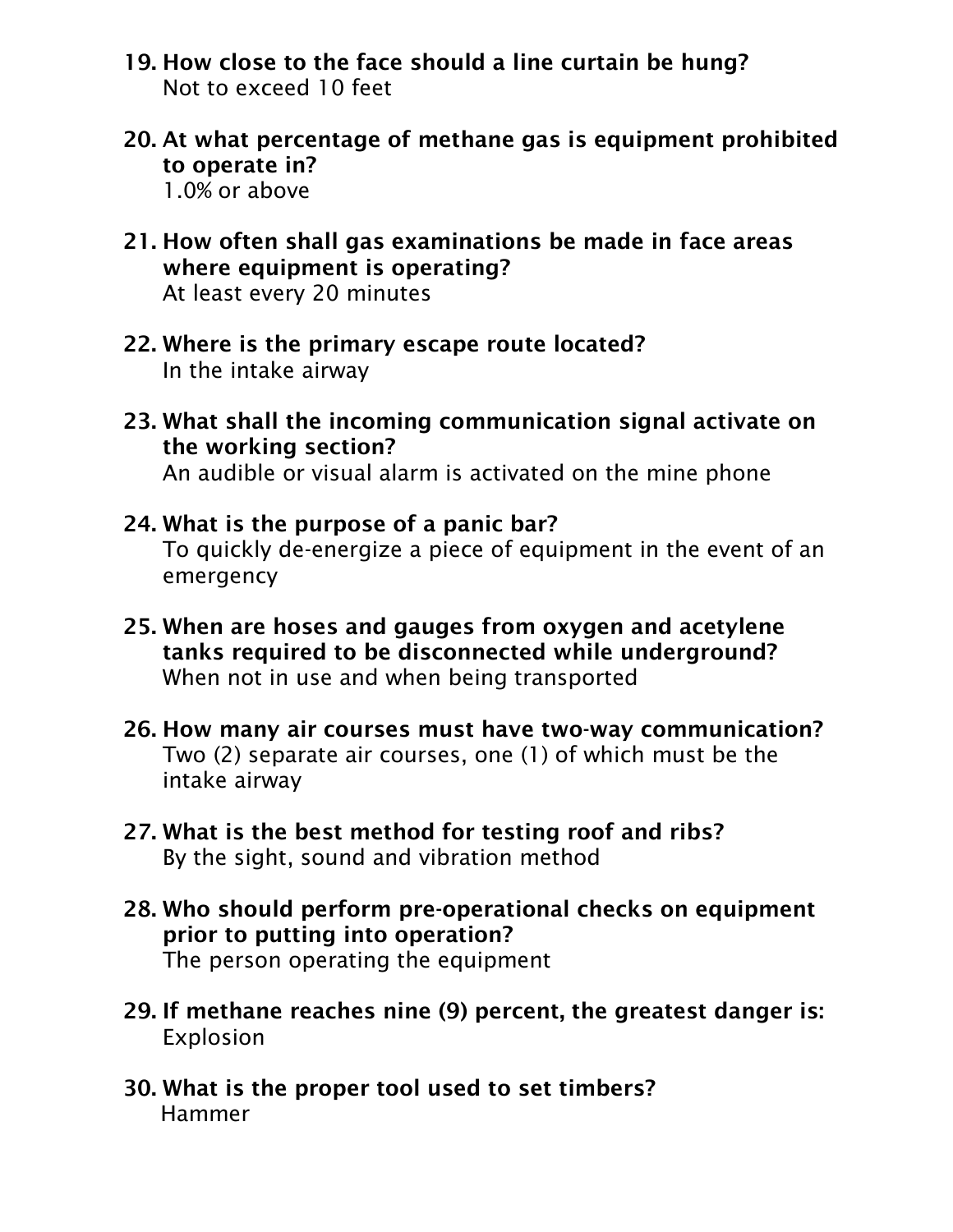19. **How close to the face should a line curtain be hung?**
    Not to exceed 10 feet

20. **At what percentage of methane gas is equipment prohibited to operate in?**
    1.0% or above

21. **How often shall gas examinations be made in face areas where equipment is operating?**
    At least every 20 minutes

22. **Where is the primary escape route located?**
    In the intake airway

23. **What shall the incoming communication signal activate on the working section?**
    An audible or visual alarm is activated on the mine phone

24. **What is the purpose of a panic bar?**
    To quickly de-energize a piece of equipment in the event of an emergency

25. **When are hoses and gauges from oxygen and acetylene tanks required to be disconnected while underground?**
    When not in use and when being transported

26. **How many air courses must have two-way communication?**
    Two (2) separate air courses, one (1) of which must be the intake airway

27. **What is the best method for testing roof and ribs?**
    By the sight, sound and vibration method

28. **Who should perform pre-operational checks on equipment prior to putting into operation?**
    The person operating the equipment

29. **If methane reaches nine (9) percent, the greatest danger is:**
    Explosion

30. **What is the proper tool used to set timbers?**
    Hammer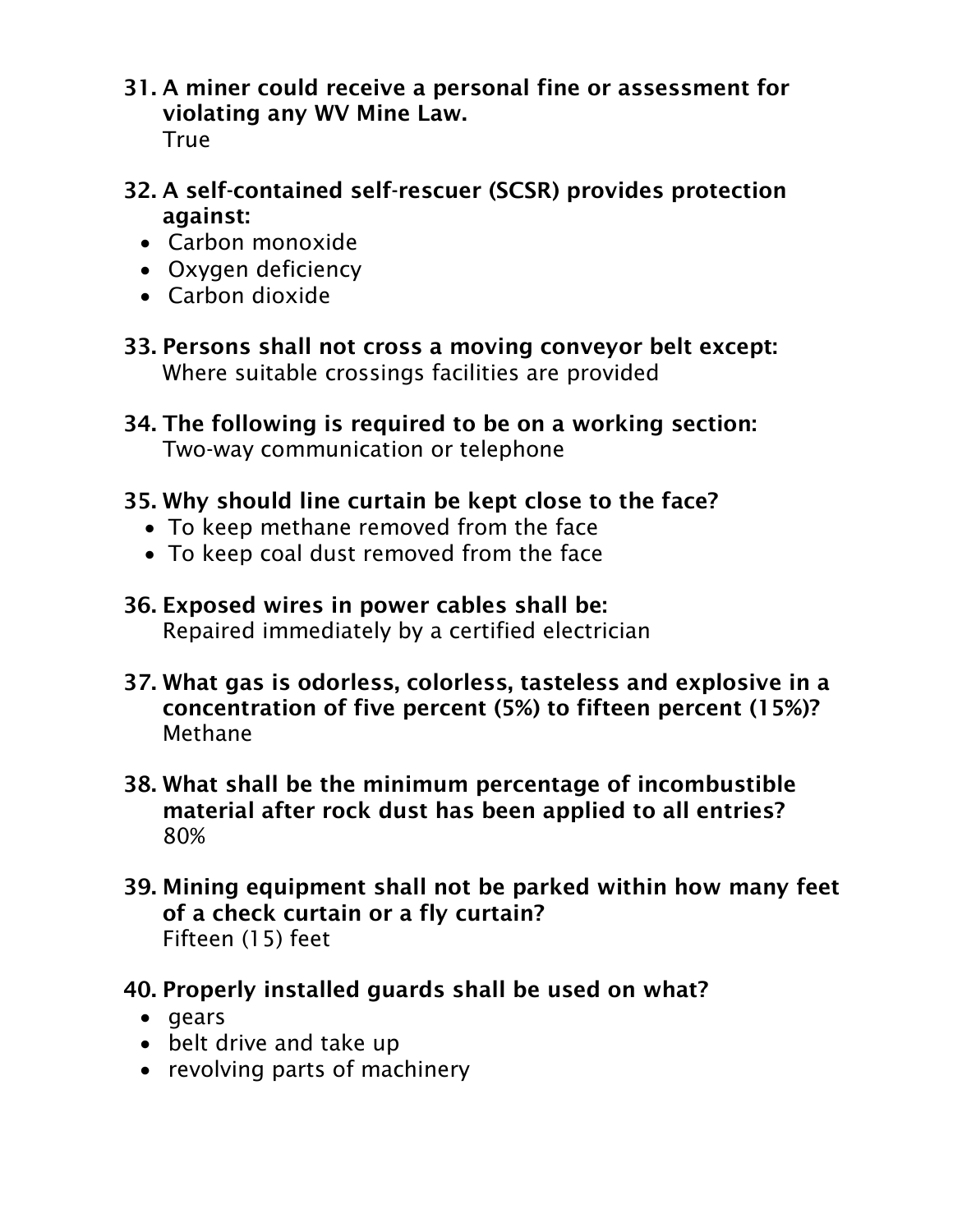31. **A miner could receive a personal fine or assessment for violating any WV Mine Law.**
    True

32. **A self-contained self-rescuer (SCSR) provides protection against:**
    - Carbon monoxide
    - Oxygen deficiency
    - Carbon dioxide

33. **Persons shall not cross a moving conveyor belt except:**
    Where suitable crossings facilities are provided

34. **The following is required to be on a working section:**
    Two-way communication or telephone

35. **Why should line curtain be kept close to the face?**
    - To keep methane removed from the face
    - To keep coal dust removed from the face

36. **Exposed wires in power cables shall be:**
    Repaired immediately by a certified electrician

37. **What gas is odorless, colorless, tasteless and explosive in a concentration of five percent (5%) to fifteen percent (15%)?**
    Methane

38. **What shall be the minimum percentage of incombustible material after rock dust has been applied to all entries?**
    80%

39. **Mining equipment shall not be parked within how many feet of a check curtain or a fly curtain?**
    Fifteen (15) feet

40. **Properly installed guards shall be used on what?**
    - gears
    - belt drive and take up
    - revolving parts of machinery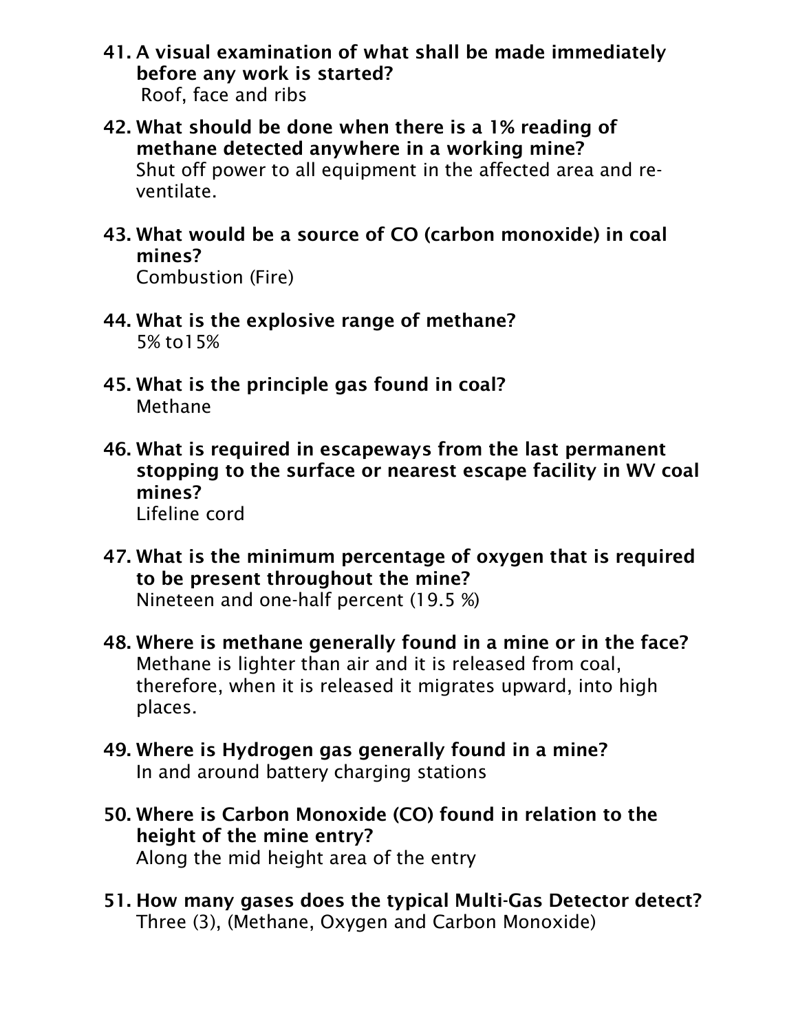41. **A visual examination of what shall be made immediately before any work is started?**
    Roof, face and ribs

42. **What should be done when there is a 1% reading of methane detected anywhere in a working mine?**
    Shut off power to all equipment in the affected area and re-ventilate.

43. **What would be a source of CO (carbon monoxide) in coal mines?**
    Combustion (Fire)

44. **What is the explosive range of methane?**
    5% to15%

45. **What is the principle gas found in coal?**
    Methane

46. **What is required in escapeways from the last permanent stopping to the surface or nearest escape facility in WV coal mines?**
    Lifeline cord

47. **What is the minimum percentage of oxygen that is required to be present throughout the mine?**
    Nineteen and one-half percent (19.5 %)

48. **Where is methane generally found in a mine or in the face?**
    Methane is lighter than air and it is released from coal, therefore, when it is released it migrates upward, into high places.

49. **Where is Hydrogen gas generally found in a mine?**
    In and around battery charging stations

50. **Where is Carbon Monoxide (CO) found in relation to the height of the mine entry?**
    Along the mid height area of the entry

51. **How many gases does the typical Multi-Gas Detector detect?**
    Three (3), (Methane, Oxygen and Carbon Monoxide)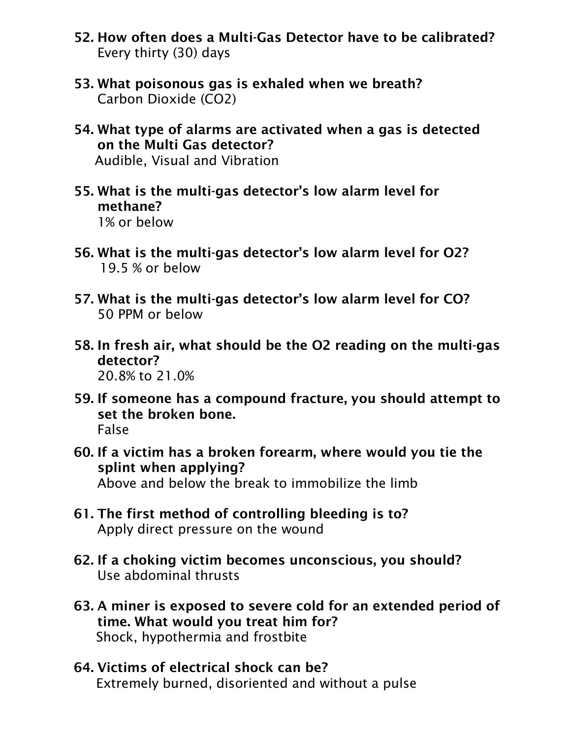52. **How often does a Multi-Gas Detector have to be calibrated?**
    Every thirty (30) days

53. **What poisonous gas is exhaled when we breath?**
    Carbon Dioxide ($CO_2$)

54. **What type of alarms are activated when a gas is detected on the Multi Gas detector?**
    Audible, Visual and Vibration

55. **What is the multi-gas detector's low alarm level for methane?**
    1% or below

56. **What is the multi-gas detector's low alarm level for O2?**
    19.5 % or below

57. **What is the multi-gas detector's low alarm level for CO?**
    50 PPM or below

58. **In fresh air, what should be the O2 reading on the multi-gas detector?**
    20.8% to 21.0%

59. **If someone has a compound fracture, you should attempt to set the broken bone.**
    False

60. **If a victim has a broken forearm, where would you tie the splint when applying?**
    Above and below the break to immobilize the limb

61. **The first method of controlling bleeding is to?**
    Apply direct pressure on the wound

62. **If a choking victim becomes unconscious, you should?**
    Use abdominal thrusts

63. **A miner is exposed to severe cold for an extended period of time. What would you treat him for?**
    Shock, hypothermia and frostbite

64. **Victims of electrical shock can be?**
    Extremely burned, disoriented and without a pulse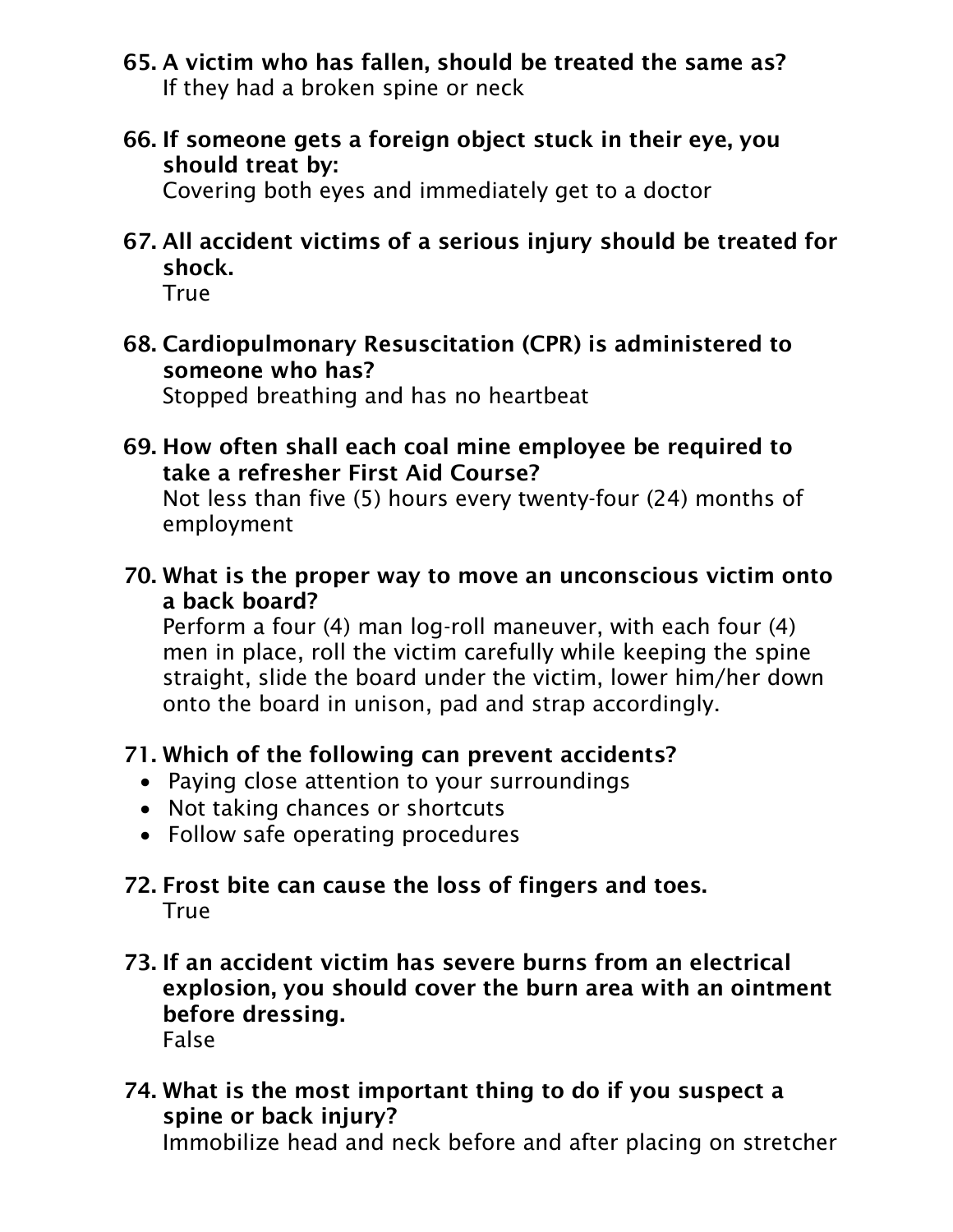65. **A victim who has fallen, should be treated the same as?**
    If they had a broken spine or neck

66. **If someone gets a foreign object stuck in their eye, you should treat by:**
    Covering both eyes and immediately get to a doctor

67. **All accident victims of a serious injury should be treated for shock.**
    True

68. **Cardiopulmonary Resuscitation (CPR) is administered to someone who has?**
    Stopped breathing and has no heartbeat

69. **How often shall each coal mine employee be required to take a refresher First Aid Course?**
    Not less than five (5) hours every twenty-four (24) months of employment

70. **What is the proper way to move an unconscious victim onto a back board?**
    Perform a four (4) man log-roll maneuver, with each four (4) men in place, roll the victim carefully while keeping the spine straight, slide the board under the victim, lower him/her down onto the board in unison, pad and strap accordingly.

71. **Which of the following can prevent accidents?**
    - Paying close attention to your surroundings
    - Not taking chances or shortcuts
    - Follow safe operating procedures

72. **Frost bite can cause the loss of fingers and toes.**
    True

73. **If an accident victim has severe burns from an electrical explosion, you should cover the burn area with an ointment before dressing.**
    False

74. **What is the most important thing to do if you suspect a spine or back injury?**
    Immobilize head and neck before and after placing on stretcher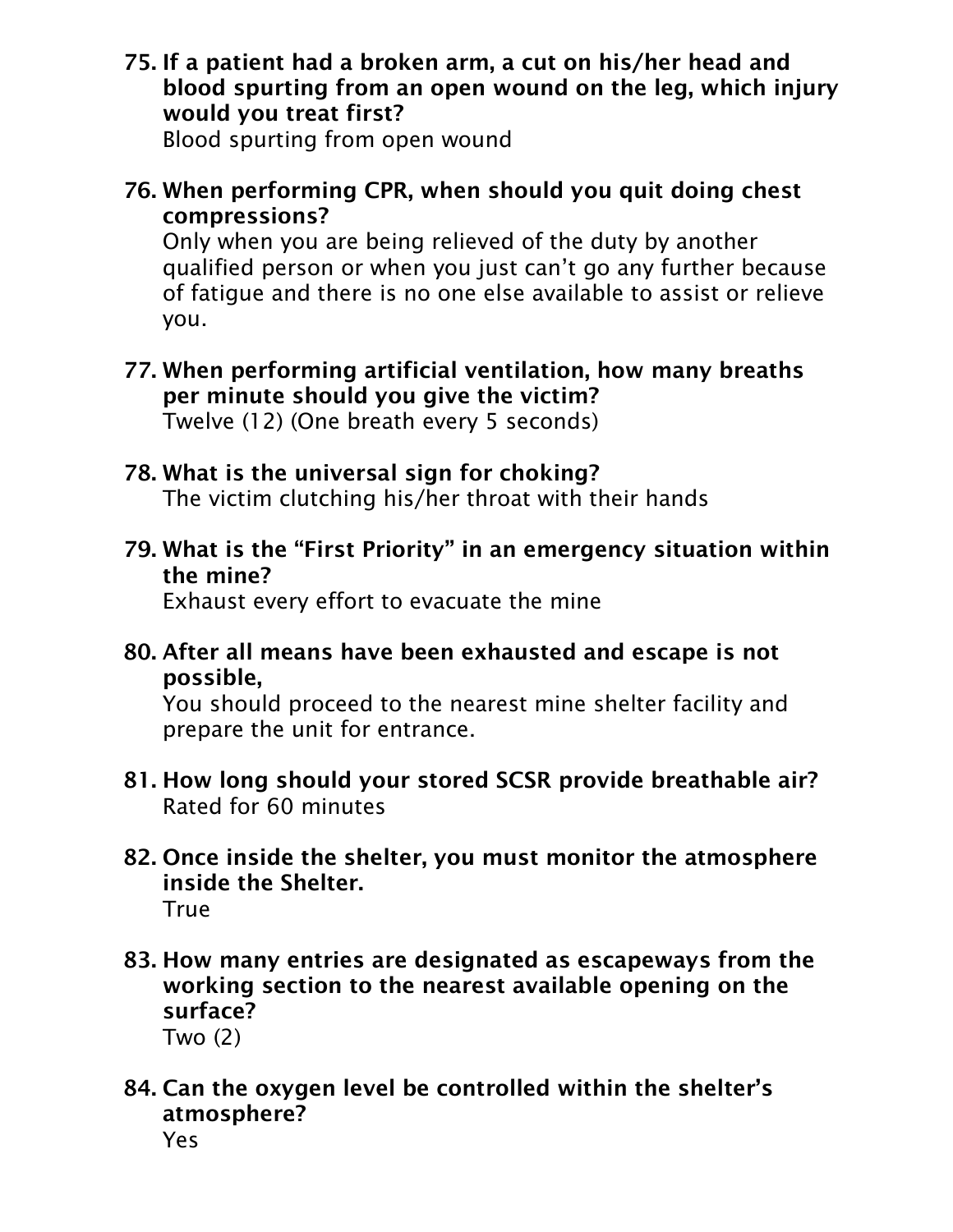75. **If a patient had a broken arm, a cut on his/her head and blood spurting from an open wound on the leg, which injury would you treat first?**
    Blood spurting from open wound

76. **When performing CPR, when should you quit doing chest compressions?**
    Only when you are being relieved of the duty by another qualified person or when you just can't go any further because of fatigue and there is no one else available to assist or relieve you.

77. **When performing artificial ventilation, how many breaths per minute should you give the victim?**
    Twelve (12) (One breath every 5 seconds)

78. **What is the universal sign for choking?**
    The victim clutching his/her throat with their hands

79. **What is the "First Priority" in an emergency situation within the mine?**
    Exhaust every effort to evacuate the mine

80. **After all means have been exhausted and escape is not possible,**
    You should proceed to the nearest mine shelter facility and prepare the unit for entrance.

81. **How long should your stored SCSR provide breathable air?**
    Rated for 60 minutes

82. **Once inside the shelter, you must monitor the atmosphere inside the Shelter.**
    True

83. **How many entries are designated as escapeways from the working section to the nearest available opening on the surface?**
    Two (2)

84. **Can the oxygen level be controlled within the shelter's atmosphere?**
    Yes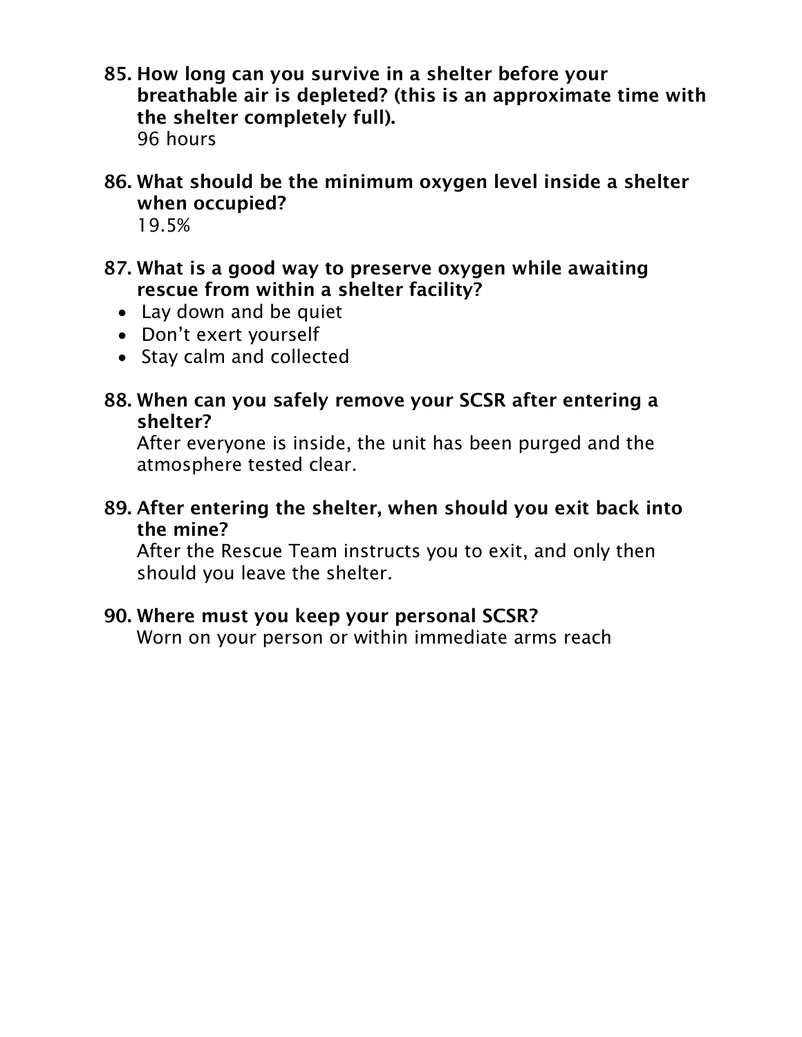85. **How long can you survive in a shelter before your breathable air is depleted? (this is an approximate time with the shelter completely full).**
    96 hours

86. **What should be the minimum oxygen level inside a shelter when occupied?**
    19.5%

87. **What is a good way to preserve oxygen while awaiting rescue from within a shelter facility?**
    - Lay down and be quiet
    - Don't exert yourself
    - Stay calm and collected

88. **When can you safely remove your SCSR after entering a shelter?**
    After everyone is inside, the unit has been purged and the atmosphere tested clear.

89. **After entering the shelter, when should you exit back into the mine?**
    After the Rescue Team instructs you to exit, and only then should you leave the shelter.

90. **Where must you keep your personal SCSR?**
    Worn on your person or within immediate arms reach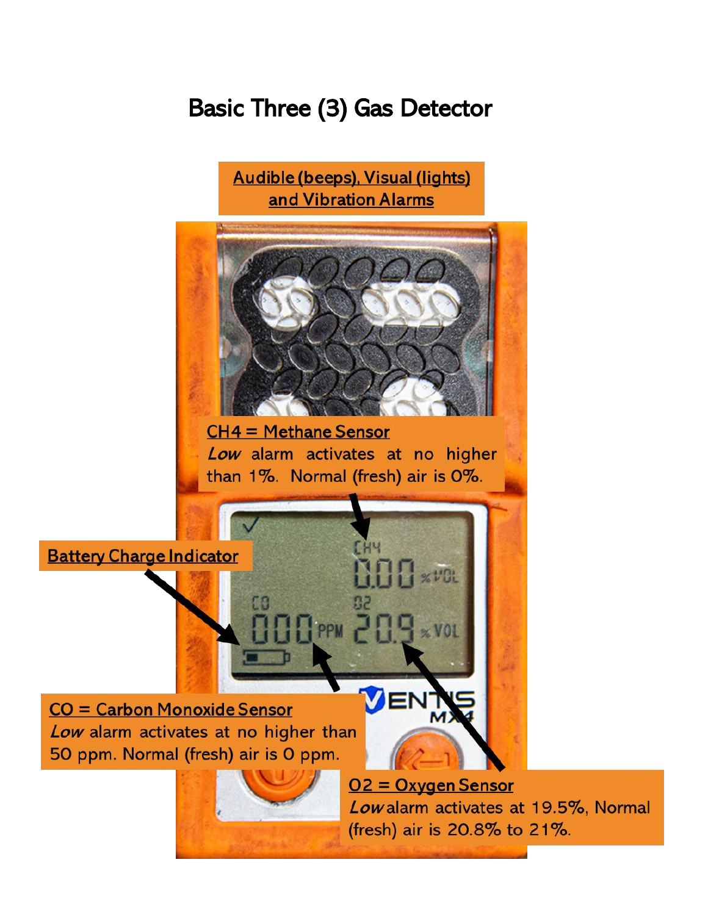# Basic Three (3) Gas Detector

**Audible (beeps), Visual (lights) and Vibration Alarms**

**CH4 = Methane Sensor**
*Low* alarm activates at no higher than 1%. Normal (fresh) air is 0%.

**Battery Charge Indicator**

**CO = Carbon Monoxide Sensor**
*Low* alarm activates at no higher than 50 ppm. Normal (fresh) air is 0 ppm.

**O2 = Oxygen Sensor**
*Low* alarm activates at 19.5%, Normal (fresh) air is 20.8% to 21%.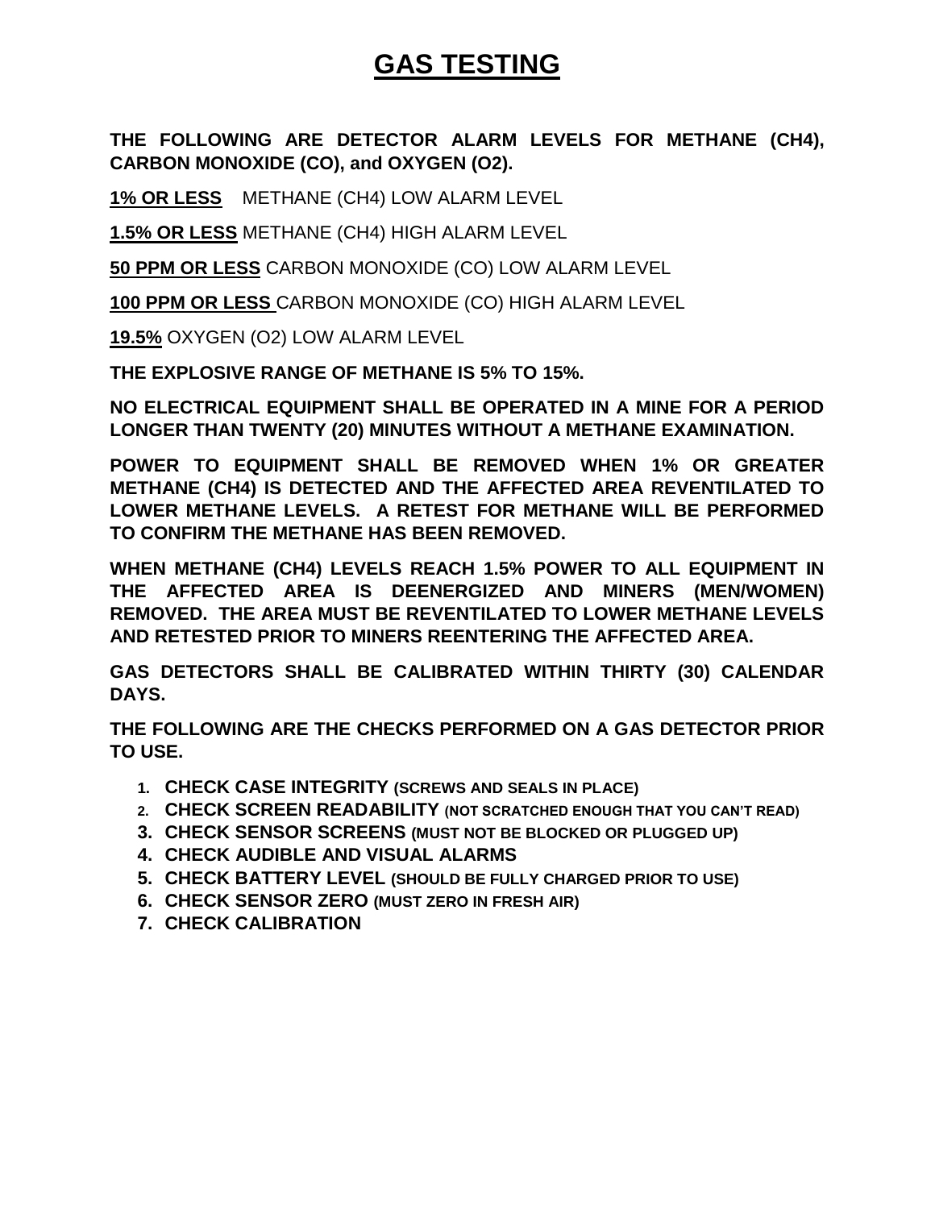# GAS TESTING

**THE FOLLOWING ARE DETECTOR ALARM LEVELS FOR METHANE ($CH_4$), CARBON MONOXIDE (CO), and OXYGEN ($O_2$).**

**1% OR LESS** METHANE ($CH_4$) LOW ALARM LEVEL

**1.5% OR LESS** METHANE ($CH_4$) HIGH ALARM LEVEL

**50 PPM OR LESS** CARBON MONOXIDE (CO) LOW ALARM LEVEL

**100 PPM OR LESS** CARBON MONOXIDE (CO) HIGH ALARM LEVEL

**19.5%** OXYGEN ($O_2$) LOW ALARM LEVEL

**THE EXPLOSIVE RANGE OF METHANE IS 5% TO 15%.**

**NO ELECTRICAL EQUIPMENT SHALL BE OPERATED IN A MINE FOR A PERIOD LONGER THAN TWENTY (20) MINUTES WITHOUT A METHANE EXAMINATION.**

**POWER TO EQUIPMENT SHALL BE REMOVED WHEN 1% OR GREATER METHANE ($CH_4$) IS DETECTED AND THE AFFECTED AREA REVENTILATED TO LOWER METHANE LEVELS. A RETEST FOR METHANE WILL BE PERFORMED TO CONFIRM THE METHANE HAS BEEN REMOVED.**

**WHEN METHANE ($CH_4$) LEVELS REACH 1.5% POWER TO ALL EQUIPMENT IN THE AFFECTED AREA IS DEENERGIZED AND MINERS (MEN/WOMEN) REMOVED. THE AREA MUST BE REVENTILATED TO LOWER METHANE LEVELS AND RETESTED PRIOR TO MINERS REENTERING THE AFFECTED AREA.**

**GAS DETECTORS SHALL BE CALIBRATED WITHIN THIRTY (30) CALENDAR DAYS.**

**THE FOLLOWING ARE THE CHECKS PERFORMED ON A GAS DETECTOR PRIOR TO USE.**

1. **CHECK CASE INTEGRITY (SCREWS AND SEALS IN PLACE)**
2. **CHECK SCREEN READABILITY (NOT SCRATCHED ENOUGH THAT YOU CAN'T READ)**
3. **CHECK SENSOR SCREENS (MUST NOT BE BLOCKED OR PLUGGED UP)**
4. **CHECK AUDIBLE AND VISUAL ALARMS**
5. **CHECK BATTERY LEVEL (SHOULD BE FULLY CHARGED PRIOR TO USE)**
6. **CHECK SENSOR ZERO (MUST ZERO IN FRESH AIR)**
7. **CHECK CALIBRATION**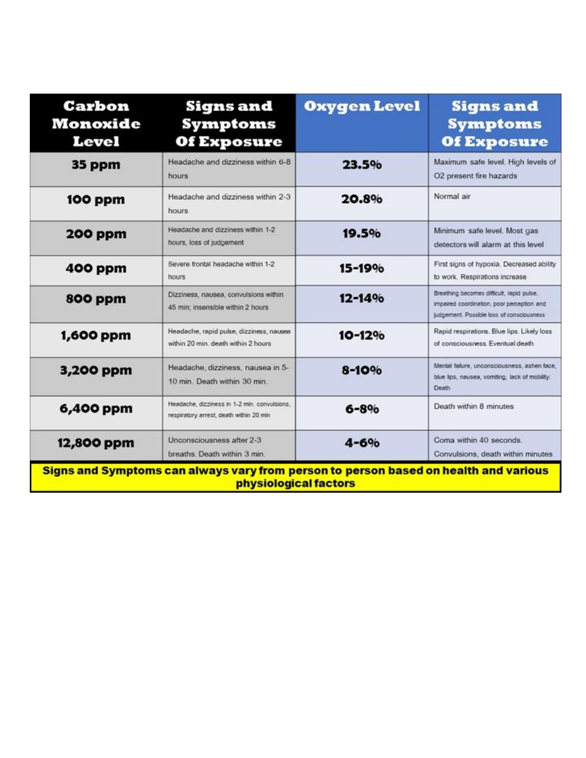| Carbon Monoxide Level | Signs and Symptoms Of Exposure | Oxygen Level | Signs and Symptoms Of Exposure |
|---|---|---|---|
| 35 ppm | Headache and dizziness within 6-8 hours | 23.5% | Maximum safe level. High levels of O2 present fire hazards |
| 100 ppm | Headache and dizziness within 2-3 hours | 20.8% | Normal air |
| 200 ppm | Headache and dizziness within 1-2 hours, loss of judgement | 19.5% | Minimum safe level. Most gas detectors will alarm at this level |
| 400 ppm | Severe frontal headache within 1-2 hours | 15-19% | First signs of hypoxia. Decreased ability to work. Respirations increase |
| 800 ppm | Dizziness, nausea, convulsions within 45 min; insensible within 2 hours | 12-14% | Breathing becomes difficult, rapid pulse, impaired coordination, poor perception and judgement. Possible loss of consciousness |
| 1,600 ppm | Headache, rapid pulse, dizziness, nausea within 20 min. death within 2 hours | 10-12% | Rapid respirations. Blue lips. Likely loss of consciousness. Eventual death |
| 3,200 ppm | Headache, dizziness, nausea in 5-10 min. Death within 30 min. | 8-10% | Mental failure, unconsciousness, ashen face, blue lips, nausea, vomiting, lack of mobility. Death |
| 6,400 ppm | Headache, dizziness in 1-2 min. convulsions, respiratory arrest, death within 20 min | 6-8% | Death within 8 minutes |
| 12,800 ppm | Unconsciousness after 2-3 breaths. Death within 3 min. | 4-6% | Coma within 40 seconds. Convulsions, death within minutes |

**Signs and Symptoms can always vary from person to person based on health and various physiological factors**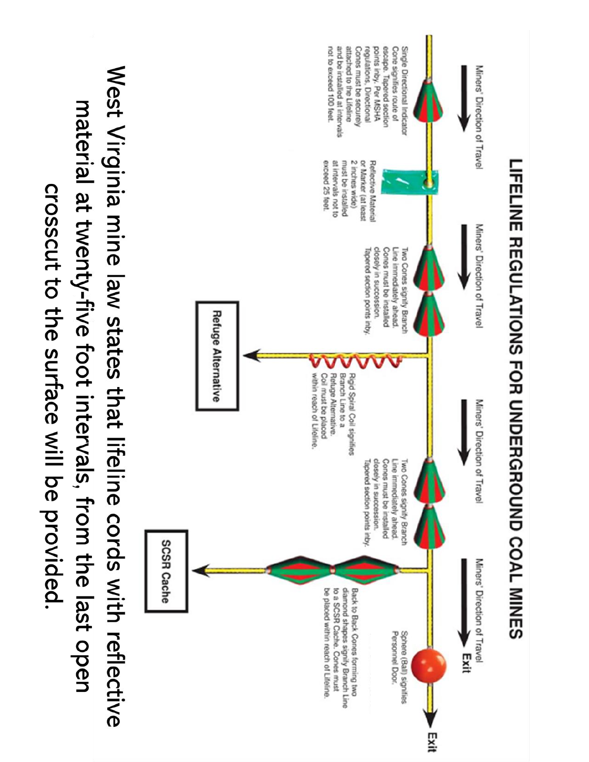# LIFELINE REGULATIONS FOR UNDERGROUND COAL MINES

Miners' Direction of Travel

Single Directional Indicator Cone signifies route of escape. Tapered section points inby. Per MSHA regulations, Directional Cones must be securely attached to the Lifeline and be installed at intervals not to exceed 100 feet.

Reflective Material or Marker (at least 2 inches wide) must be installed at intervals not to exceed 25 feet.

Miners' Direction of Travel

Two Cones signify Branch Line immediately ahead. Cones must be installed closely in succession. Tapered section points inby.

Refuge Alternative

Rigid Spiral Coil signifies Branch Line to a Refuge Alternative. Coil must be placed within reach of Lifeline.

Miners' Direction of Travel

Two Cones signify Branch Line immediately ahead. Cones must be installed closely in succession. Tapered section points inby.

SCSR Cache

Back to Back Cones forming two diamond shapes signify Branch Line to a SCSR Cache. Cones must be placed within reach of Lifeline.

Miners' Direction of Travel

Exit

Sphere (Ball) signifies Personnel Door.

Exit

West Virginia mine law states that lifeline cords with reflective material at twenty-five foot intervals, from the last open crosscut to the surface will be provided.